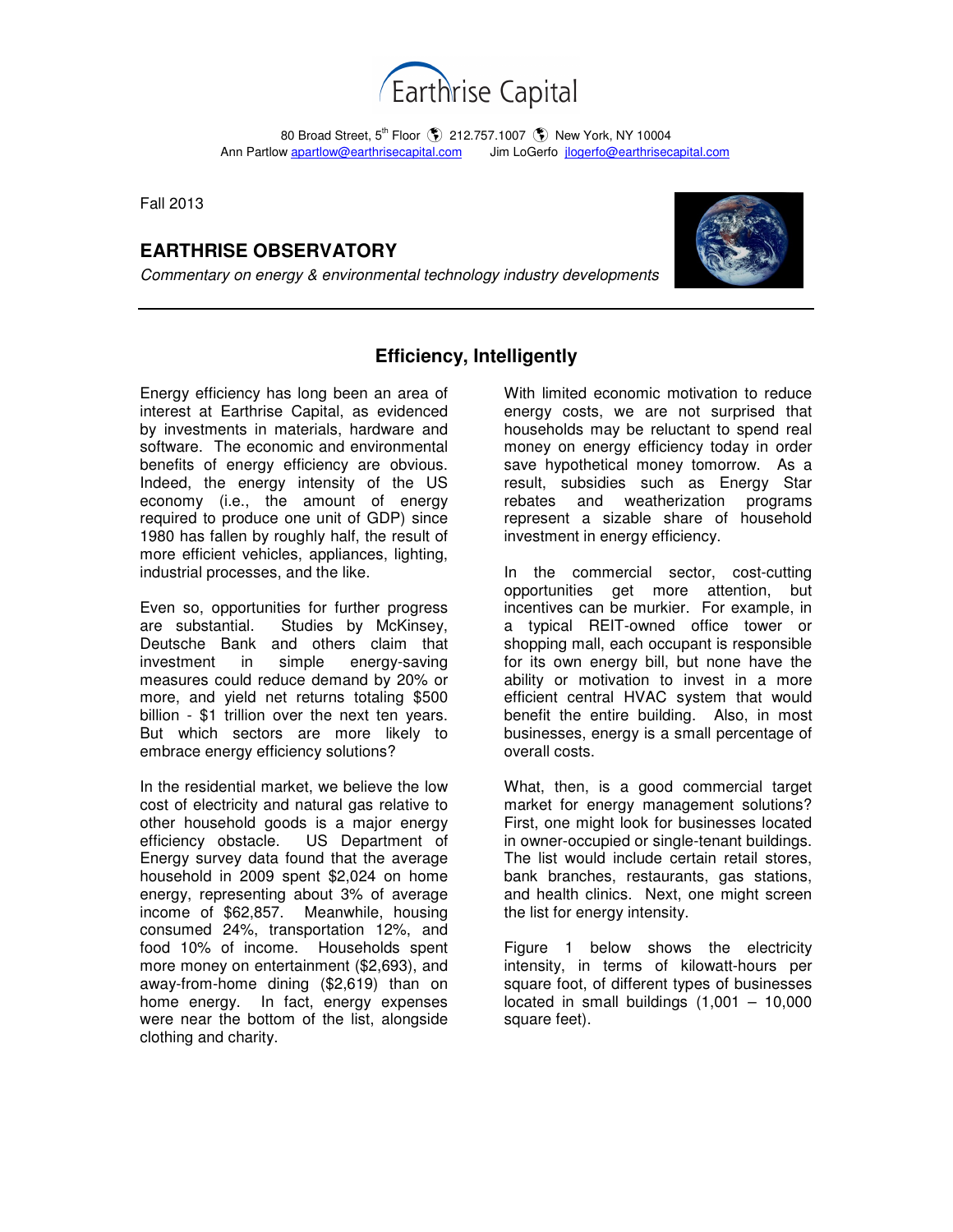Earthrise Capital

80 Broad Street, 5th Floor 212.757.1007 New York, NY 10004
Ann Partlow apartlow@earthrisecapital.com Jim LoGerfo jlogerfo@earthrisecapital.com

Fall 2013

## EARTHRISE OBSERVATORY

*Commentary on energy & environmental technology industry developments*

---

## Efficiency, Intelligently

Energy efficiency has long been an area of interest at Earthrise Capital, as evidenced by investments in materials, hardware and software. The economic and environmental benefits of energy efficiency are obvious. Indeed, the energy intensity of the US economy (i.e., the amount of energy required to produce one unit of GDP) since 1980 has fallen by roughly half, the result of more efficient vehicles, appliances, lighting, industrial processes, and the like.

Even so, opportunities for further progress are substantial. Studies by McKinsey, Deutsche Bank and others claim that investment in simple energy-saving measures could reduce demand by 20% or more, and yield net returns totaling $500 billion - $1 trillion over the next ten years. But which sectors are more likely to embrace energy efficiency solutions?

In the residential market, we believe the low cost of electricity and natural gas relative to other household goods is a major energy efficiency obstacle. US Department of Energy survey data found that the average household in 2009 spent $2,024 on home energy, representing about 3% of average income of $62,857. Meanwhile, housing consumed 24%, transportation 12%, and food 10% of income. Households spent more money on entertainment ($2,693), and away-from-home dining ($2,619) than on home energy. In fact, energy expenses were near the bottom of the list, alongside clothing and charity.

With limited economic motivation to reduce energy costs, we are not surprised that households may be reluctant to spend real money on energy efficiency today in order save hypothetical money tomorrow. As a result, subsidies such as Energy Star rebates and weatherization programs represent a sizable share of household investment in energy efficiency.

In the commercial sector, cost-cutting opportunities get more attention, but incentives can be murkier. For example, in a typical REIT-owned office tower or shopping mall, each occupant is responsible for its own energy bill, but none have the ability or motivation to invest in a more efficient central HVAC system that would benefit the entire building. Also, in most businesses, energy is a small percentage of overall costs.

What, then, is a good commercial target market for energy management solutions? First, one might look for businesses located in owner-occupied or single-tenant buildings. The list would include certain retail stores, bank branches, restaurants, gas stations, and health clinics. Next, one might screen the list for energy intensity.

Figure 1 below shows the electricity intensity, in terms of kilowatt-hours per square foot, of different types of businesses located in small buildings (1,001 – 10,000 square feet).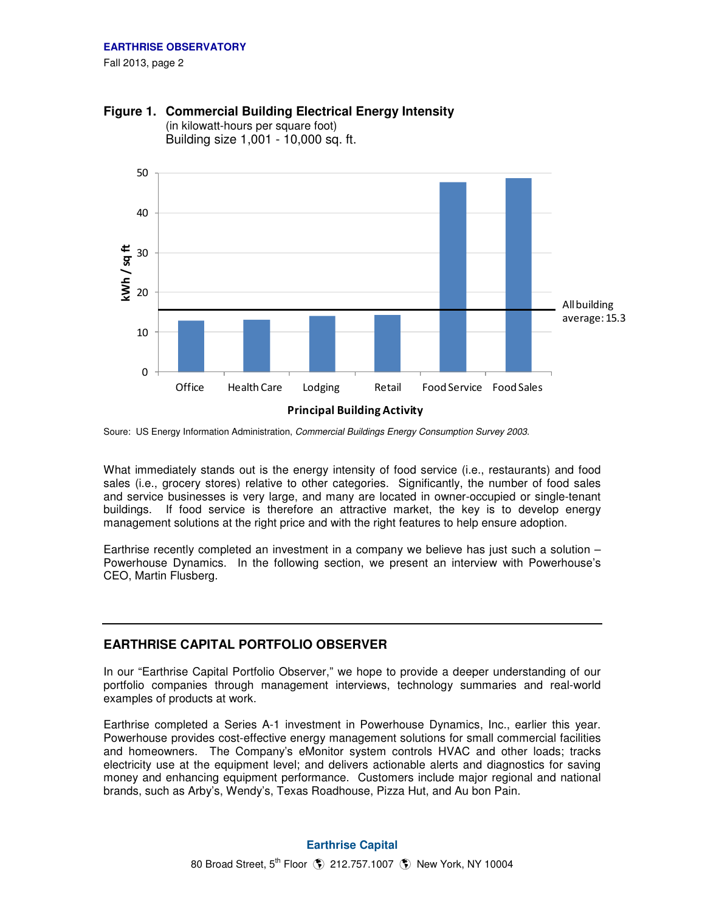**Figure 1. Commercial Building Electrical Energy Intensity**
(in kilowatt-hours per square foot)
Building size 1,001 - 10,000 sq. ft.

Soure: US Energy Information Administration, *Commercial Buildings Energy Consumption Survey 2003*.

What immediately stands out is the energy intensity of food service (i.e., restaurants) and food sales (i.e., grocery stores) relative to other categories. Significantly, the number of food sales and service businesses is very large, and many are located in owner-occupied or single-tenant buildings. If food service is therefore an attractive market, the key is to develop energy management solutions at the right price and with the right features to help ensure adoption.

Earthrise recently completed an investment in a company we believe has just such a solution – Powerhouse Dynamics. In the following section, we present an interview with Powerhouse's CEO, Martin Flusberg.

---

## EARTHRISE CAPITAL PORTFOLIO OBSERVER

In our "Earthrise Capital Portfolio Observer," we hope to provide a deeper understanding of our portfolio companies through management interviews, technology summaries and real-world examples of products at work.

Earthrise completed a Series A-1 investment in Powerhouse Dynamics, Inc., earlier this year. Powerhouse provides cost-effective energy management solutions for small commercial facilities and homeowners. The Company's eMonitor system controls HVAC and other loads; tracks electricity use at the equipment level; and delivers actionable alerts and diagnostics for saving money and enhancing equipment performance. Customers include major regional and national brands, such as Arby's, Wendy's, Texas Roadhouse, Pizza Hut, and Au bon Pain.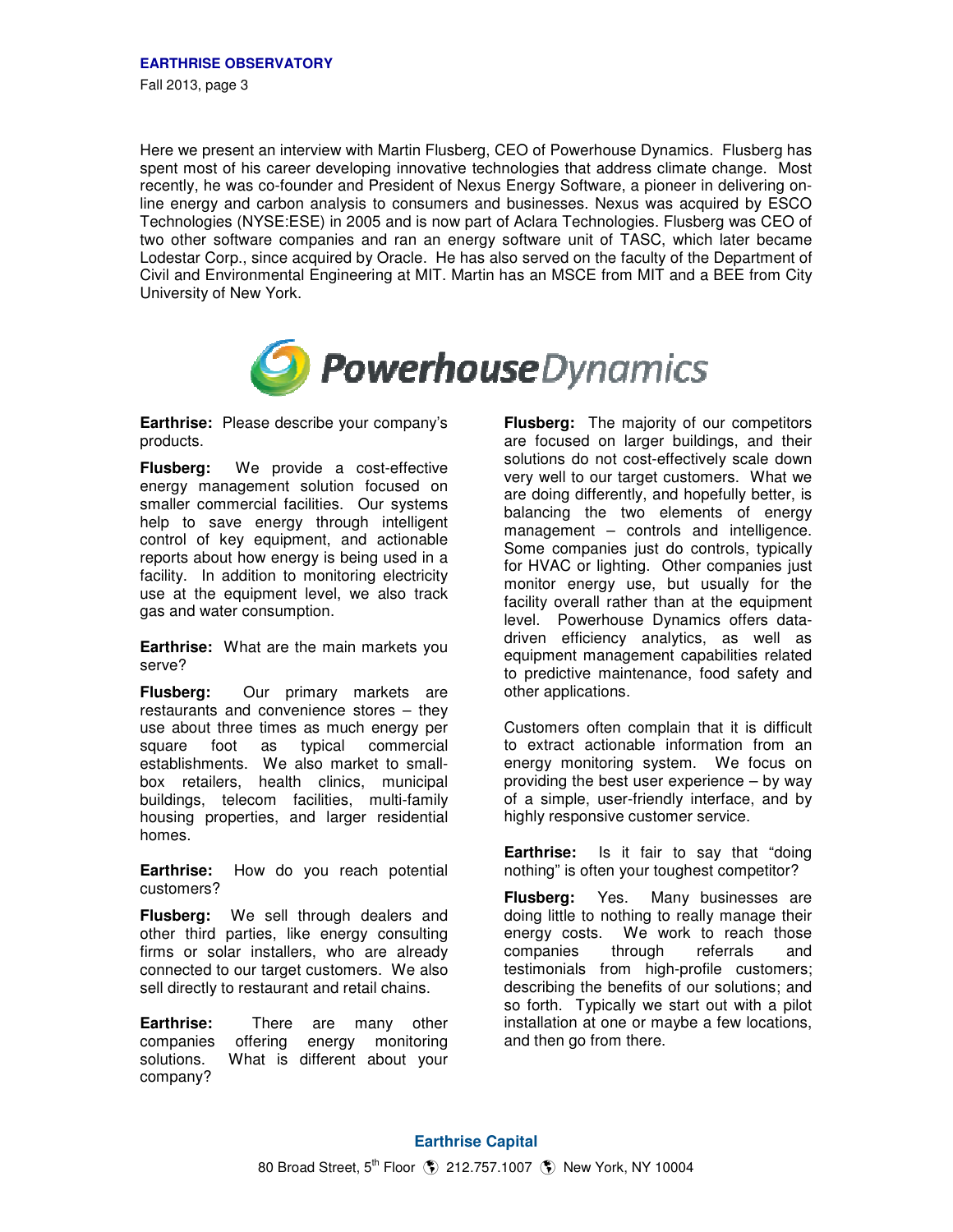Here we present an interview with Martin Flusberg, CEO of Powerhouse Dynamics. Flusberg has spent most of his career developing innovative technologies that address climate change. Most recently, he was co-founder and President of Nexus Energy Software, a pioneer in delivering on-line energy and carbon analysis to consumers and businesses. Nexus was acquired by ESCO Technologies (NYSE:ESE) in 2005 and is now part of Aclara Technologies. Flusberg was CEO of two other software companies and ran an energy software unit of TASC, which later became Lodestar Corp., since acquired by Oracle. He has also served on the faculty of the Department of Civil and Environmental Engineering at MIT. Martin has an MSCE from MIT and a BEE from City University of New York.

**Earthrise:** Please describe your company's products.

**Flusberg:** We provide a cost-effective energy management solution focused on smaller commercial facilities. Our systems help to save energy through intelligent control of key equipment, and actionable reports about how energy is being used in a facility. In addition to monitoring electricity use at the equipment level, we also track gas and water consumption.

**Earthrise:** What are the main markets you serve?

**Flusberg:** Our primary markets are restaurants and convenience stores – they use about three times as much energy per square foot as typical commercial establishments. We also market to small-box retailers, health clinics, municipal buildings, telecom facilities, multi-family housing properties, and larger residential homes.

**Earthrise:** How do you reach potential customers?

**Flusberg:** We sell through dealers and other third parties, like energy consulting firms or solar installers, who are already connected to our target customers. We also sell directly to restaurant and retail chains.

**Earthrise:** There are many other companies offering energy monitoring solutions. What is different about your company?

**Flusberg:** The majority of our competitors are focused on larger buildings, and their solutions do not cost-effectively scale down very well to our target customers. What we are doing differently, and hopefully better, is balancing the two elements of energy management – controls and intelligence. Some companies just do controls, typically for HVAC or lighting. Other companies just monitor energy use, but usually for the facility overall rather than at the equipment level. Powerhouse Dynamics offers data-driven efficiency analytics, as well as equipment management capabilities related to predictive maintenance, food safety and other applications.

Customers often complain that it is difficult to extract actionable information from an energy monitoring system. We focus on providing the best user experience – by way of a simple, user-friendly interface, and by highly responsive customer service.

**Earthrise:** Is it fair to say that "doing nothing" is often your toughest competitor?

**Flusberg:** Yes. Many businesses are doing little to nothing to really manage their energy costs. We work to reach those companies through referrals and testimonials from high-profile customers; describing the benefits of our solutions; and so forth. Typically we start out with a pilot installation at one or maybe a few locations, and then go from there.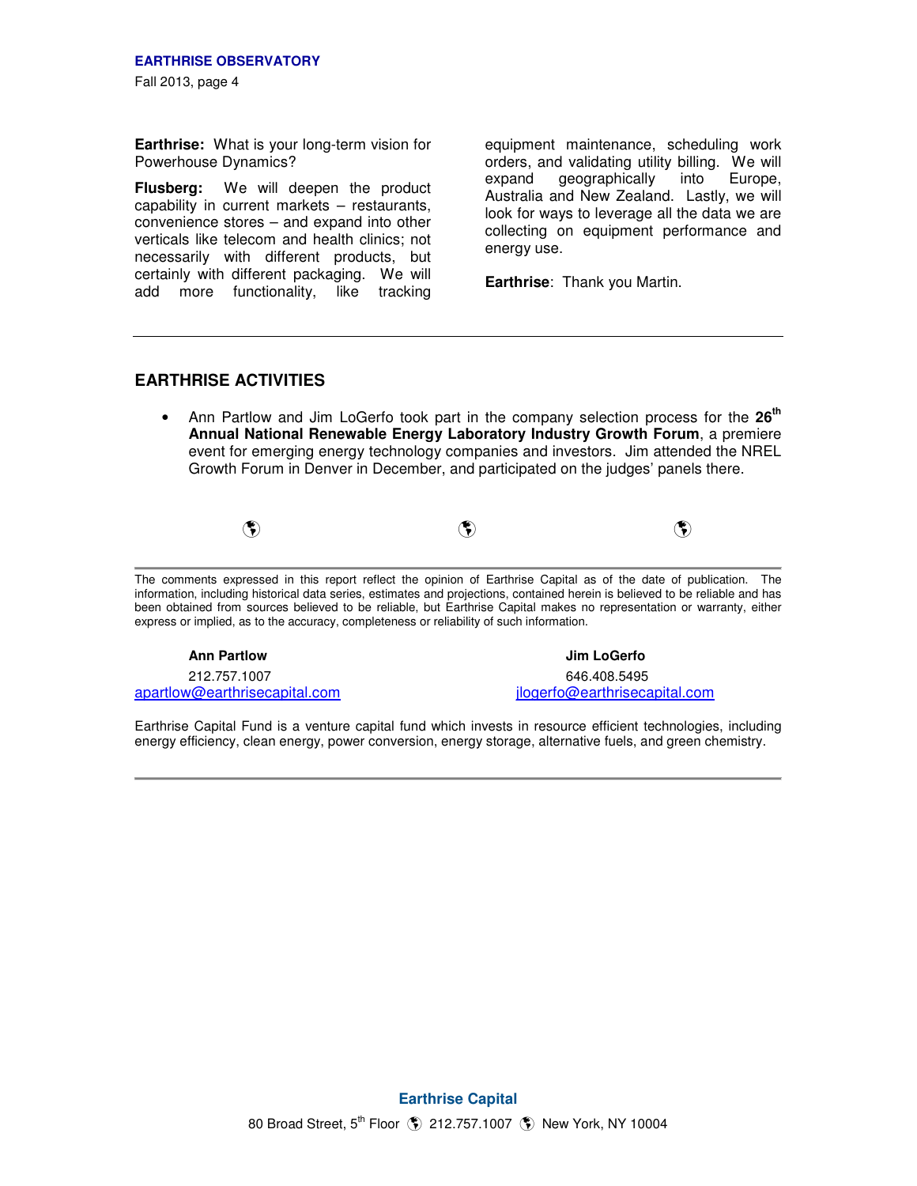**Earthrise:** What is your long-term vision for Powerhouse Dynamics?

**Flusberg:** We will deepen the product capability in current markets – restaurants, convenience stores – and expand into other verticals like telecom and health clinics; not necessarily with different products, but certainly with different packaging. We will add more functionality, like tracking equipment maintenance, scheduling work orders, and validating utility billing. We will expand geographically into Europe, Australia and New Zealand. Lastly, we will look for ways to leverage all the data we are collecting on equipment performance and energy use.

**Earthrise**: Thank you Martin.

---

## EARTHRISE ACTIVITIES

- Ann Partlow and Jim LoGerfo took part in the company selection process for the **26th Annual National Renewable Energy Laboratory Industry Growth Forum**, a premiere event for emerging energy technology companies and investors. Jim attended the NREL Growth Forum in Denver in December, and participated on the judges' panels there.

---

The comments expressed in this report reflect the opinion of Earthrise Capital as of the date of publication. The information, including historical data series, estimates and projections, contained herein is believed to be reliable and has been obtained from sources believed to be reliable, but Earthrise Capital makes no representation or warranty, either express or implied, as to the accuracy, completeness or reliability of such information.

**Ann Partlow**
212.757.1007
apartlow@earthrisecapital.com

**Jim LoGerfo**
646.408.5495
jlogerfo@earthrisecapital.com

Earthrise Capital Fund is a venture capital fund which invests in resource efficient technologies, including energy efficiency, clean energy, power conversion, energy storage, alternative fuels, and green chemistry.

---

**Earthrise Capital**

80 Broad Street, 5th Floor • 212.757.1007 • New York, NY 10004